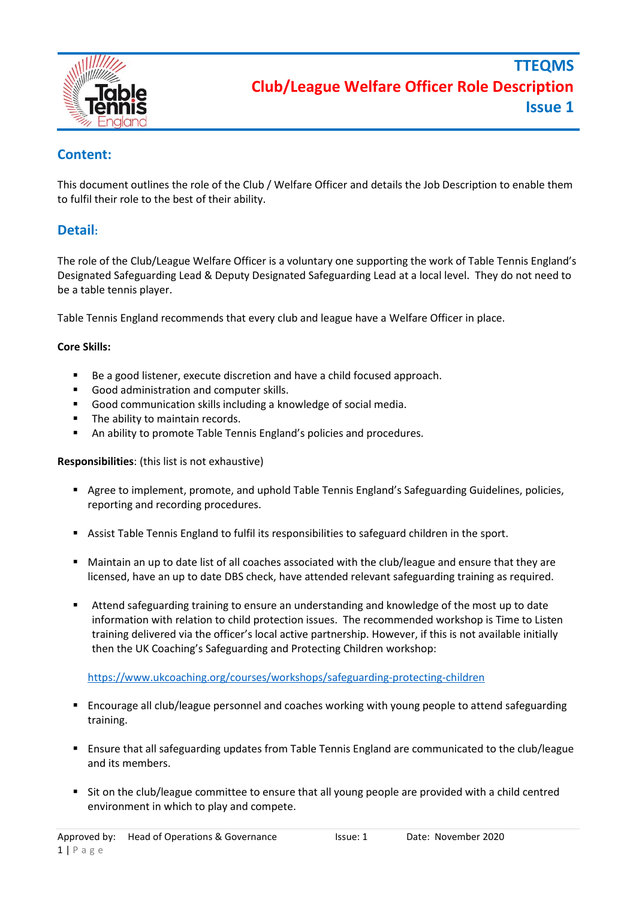# TTEQMS
# Club/League Welfare Officer Role Description
# Issue 1

## Content:

This document outlines the role of the Club / Welfare Officer and details the Job Description to enable them to fulfil their role to the best of their ability.

## Detail:

The role of the Club/League Welfare Officer is a voluntary one supporting the work of Table Tennis England's Designated Safeguarding Lead & Deputy Designated Safeguarding Lead at a local level. They do not need to be a table tennis player.

Table Tennis England recommends that every club and league have a Welfare Officer in place.

**Core Skills:**

- Be a good listener, execute discretion and have a child focused approach.
- Good administration and computer skills.
- Good communication skills including a knowledge of social media.
- The ability to maintain records.
- An ability to promote Table Tennis England's policies and procedures.

**Responsibilities**: (this list is not exhaustive)

- Agree to implement, promote, and uphold Table Tennis England's Safeguarding Guidelines, policies, reporting and recording procedures.
- Assist Table Tennis England to fulfil its responsibilities to safeguard children in the sport.
- Maintain an up to date list of all coaches associated with the club/league and ensure that they are licensed, have an up to date DBS check, have attended relevant safeguarding training as required.
- Attend safeguarding training to ensure an understanding and knowledge of the most up to date information with relation to child protection issues. The recommended workshop is Time to Listen training delivered via the officer's local active partnership. However, if this is not available initially then the UK Coaching's Safeguarding and Protecting Children workshop:

  https://www.ukcoaching.org/courses/workshops/safeguarding-protecting-children

- Encourage all club/league personnel and coaches working with young people to attend safeguarding training.
- Ensure that all safeguarding updates from Table Tennis England are communicated to the club/league and its members.
- Sit on the club/league committee to ensure that all young people are provided with a child centred environment in which to play and compete.

Approved by: Head of Operations & Governance Issue: 1 Date: November 2020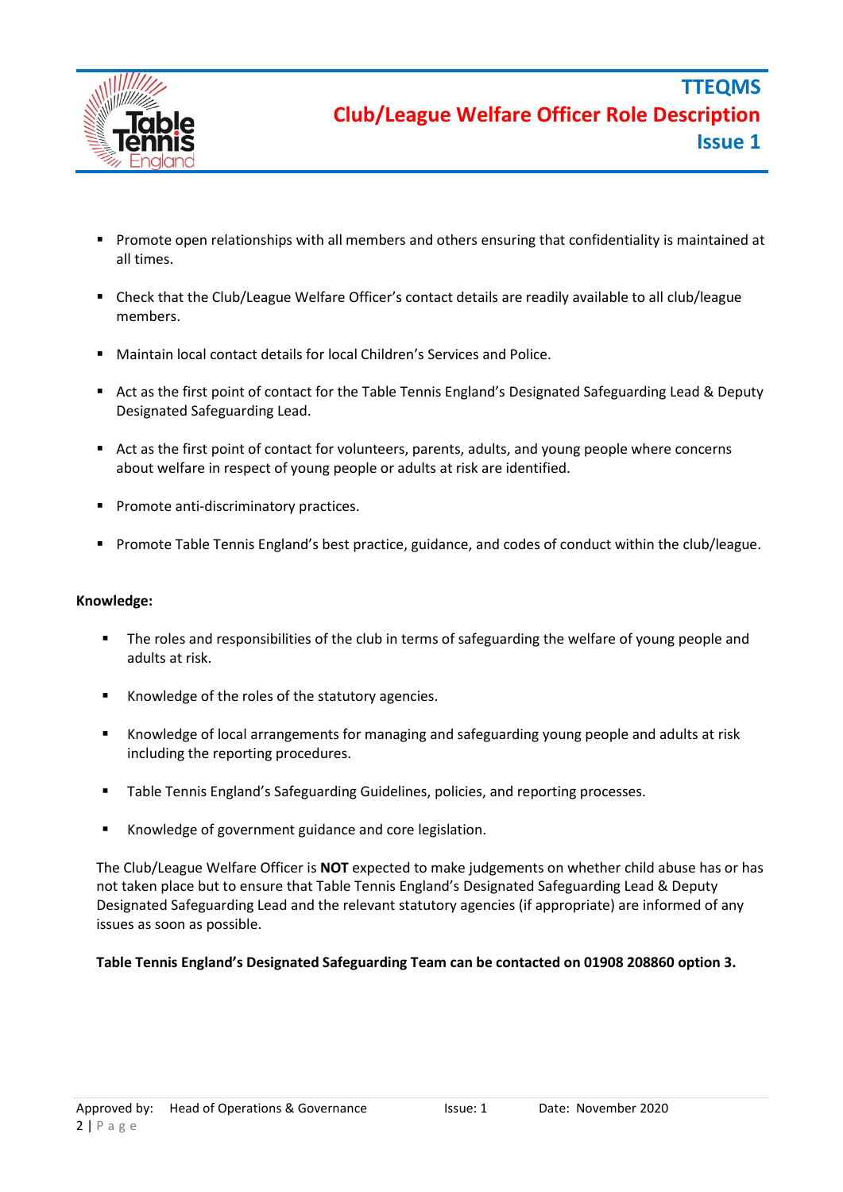- Promote open relationships with all members and others ensuring that confidentiality is maintained at all times.
- Check that the Club/League Welfare Officer's contact details are readily available to all club/league members.
- Maintain local contact details for local Children's Services and Police.
- Act as the first point of contact for the Table Tennis England's Designated Safeguarding Lead & Deputy Designated Safeguarding Lead.
- Act as the first point of contact for volunteers, parents, adults, and young people where concerns about welfare in respect of young people or adults at risk are identified.
- Promote anti-discriminatory practices.
- Promote Table Tennis England's best practice, guidance, and codes of conduct within the club/league.

**Knowledge:**

- The roles and responsibilities of the club in terms of safeguarding the welfare of young people and adults at risk.
- Knowledge of the roles of the statutory agencies.
- Knowledge of local arrangements for managing and safeguarding young people and adults at risk including the reporting procedures.
- Table Tennis England's Safeguarding Guidelines, policies, and reporting processes.
- Knowledge of government guidance and core legislation.

The Club/League Welfare Officer is **NOT** expected to make judgements on whether child abuse has or has not taken place but to ensure that Table Tennis England's Designated Safeguarding Lead & Deputy Designated Safeguarding Lead and the relevant statutory agencies (if appropriate) are informed of any issues as soon as possible.

**Table Tennis England's Designated Safeguarding Team can be contacted on 01908 208860 option 3.**